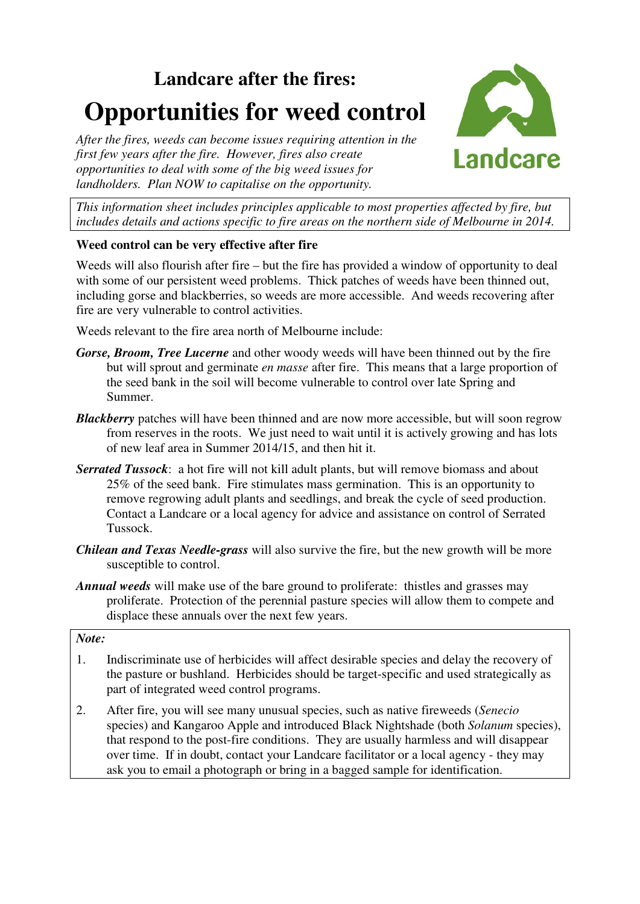# Landcare after the fires:

# Opportunities for weed control

*After the fires, weeds can become issues requiring attention in the first few years after the fire. However, fires also create opportunities to deal with some of the big weed issues for landholders. Plan NOW to capitalise on the opportunity.*

Landcare

*This information sheet includes principles applicable to most properties affected by fire, but includes details and actions specific to fire areas on the northern side of Melbourne in 2014.*

**Weed control can be very effective after fire**

Weeds will also flourish after fire – but the fire has provided a window of opportunity to deal with some of our persistent weed problems. Thick patches of weeds have been thinned out, including gorse and blackberries, so weeds are more accessible. And weeds recovering after fire are very vulnerable to control activities.

Weeds relevant to the fire area north of Melbourne include:

***Gorse, Broom, Tree Lucerne*** and other woody weeds will have been thinned out by the fire but will sprout and germinate *en masse* after fire. This means that a large proportion of the seed bank in the soil will become vulnerable to control over late Spring and Summer.

***Blackberry*** patches will have been thinned and are now more accessible, but will soon regrow from reserves in the roots. We just need to wait until it is actively growing and has lots of new leaf area in Summer 2014/15, and then hit it.

***Serrated Tussock***: a hot fire will not kill adult plants, but will remove biomass and about 25% of the seed bank. Fire stimulates mass germination. This is an opportunity to remove regrowing adult plants and seedlings, and break the cycle of seed production. Contact a Landcare or a local agency for advice and assistance on control of Serrated Tussock.

***Chilean and Texas Needle-grass*** will also survive the fire, but the new growth will be more susceptible to control.

***Annual weeds*** will make use of the bare ground to proliferate: thistles and grasses may proliferate. Protection of the perennial pasture species will allow them to compete and displace these annuals over the next few years.

***Note:***

1. Indiscriminate use of herbicides will affect desirable species and delay the recovery of the pasture or bushland. Herbicides should be target-specific and used strategically as part of integrated weed control programs.
2. After fire, you will see many unusual species, such as native fireweeds (*Senecio* species) and Kangaroo Apple and introduced Black Nightshade (both *Solanum* species), that respond to the post-fire conditions. They are usually harmless and will disappear over time. If in doubt, contact your Landcare facilitator or a local agency - they may ask you to email a photograph or bring in a bagged sample for identification.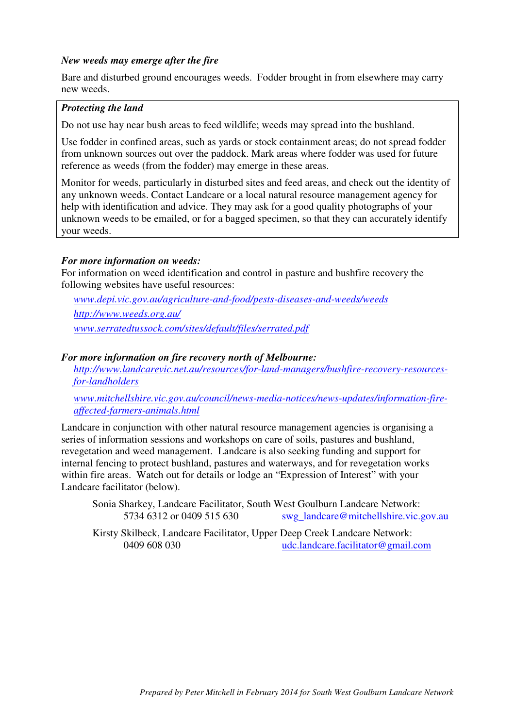***New weeds may emerge after the fire***

Bare and disturbed ground encourages weeds. Fodder brought in from elsewhere may carry new weeds.

***Protecting the land***

Do not use hay near bush areas to feed wildlife; weeds may spread into the bushland.

Use fodder in confined areas, such as yards or stock containment areas; do not spread fodder from unknown sources out over the paddock. Mark areas where fodder was used for future reference as weeds (from the fodder) may emerge in these areas.

Monitor for weeds, particularly in disturbed sites and feed areas, and check out the identity of any unknown weeds. Contact Landcare or a local natural resource management agency for help with identification and advice. They may ask for a good quality photographs of your unknown weeds to be emailed, or for a bagged specimen, so that they can accurately identify your weeds.

***For more information on weeds:***

For information on weed identification and control in pasture and bushfire recovery the following websites have useful resources:

*www.depi.vic.gov.au/agriculture-and-food/pests-diseases-and-weeds/weeds*

*http://www.weeds.org.au/*

*www.serratedtussock.com/sites/default/files/serrated.pdf*

***For more information on fire recovery north of Melbourne:***

*http://www.landcarevic.net.au/resources/for-land-managers/bushfire-recovery-resources-for-landholders*

*www.mitchellshire.vic.gov.au/council/news-media-notices/news-updates/information-fire-affected-farmers-animals.html*

Landcare in conjunction with other natural resource management agencies is organising a series of information sessions and workshops on care of soils, pastures and bushland, revegetation and weed management. Landcare is also seeking funding and support for internal fencing to protect bushland, pastures and waterways, and for revegetation works within fire areas. Watch out for details or lodge an "Expression of Interest" with your Landcare facilitator (below).

Sonia Sharkey, Landcare Facilitator, South West Goulburn Landcare Network:
5734 6312 or 0409 515 630 swg_landcare@mitchellshire.vic.gov.au

Kirsty Skilbeck, Landcare Facilitator, Upper Deep Creek Landcare Network:
0409 608 030 udc.landcare.facilitator@gmail.com

*Prepared by Peter Mitchell in February 2014 for South West Goulburn Landcare Network*